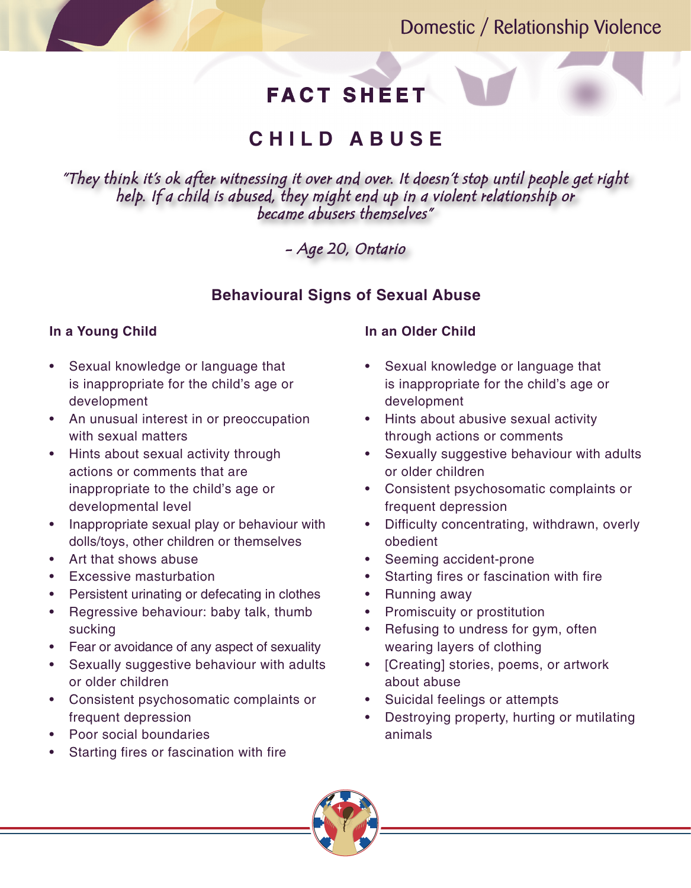Domestic / Relationship Violence

# FACT SHEET

# CHILD ABUSE

*"They think it's ok after witnessing it over and over. It doesn't stop until people get right help. If a child is abused, they might end up in a violent relationship or became abusers themselves"*

*- Age 20, Ontario*

## Behavioural Signs of Sexual Abuse

### In a Young Child

- Sexual knowledge or language that is inappropriate for the child's age or development
- An unusual interest in or preoccupation with sexual matters
- Hints about sexual activity through actions or comments that are inappropriate to the child's age or developmental level
- Inappropriate sexual play or behaviour with dolls/toys, other children or themselves
- Art that shows abuse
- Excessive masturbation
- Persistent urinating or defecating in clothes
- Regressive behaviour: baby talk, thumb sucking
- Fear or avoidance of any aspect of sexuality
- Sexually suggestive behaviour with adults or older children
- Consistent psychosomatic complaints or frequent depression
- Poor social boundaries
- Starting fires or fascination with fire

### In an Older Child

- Sexual knowledge or language that is inappropriate for the child's age or development
- Hints about abusive sexual activity through actions or comments
- Sexually suggestive behaviour with adults or older children
- Consistent psychosomatic complaints or frequent depression
- Difficulty concentrating, withdrawn, overly obedient
- Seeming accident-prone
- Starting fires or fascination with fire
- Running away
- Promiscuity or prostitution
- Refusing to undress for gym, often wearing layers of clothing
- [Creating] stories, poems, or artwork about abuse
- Suicidal feelings or attempts
- Destroying property, hurting or mutilating animals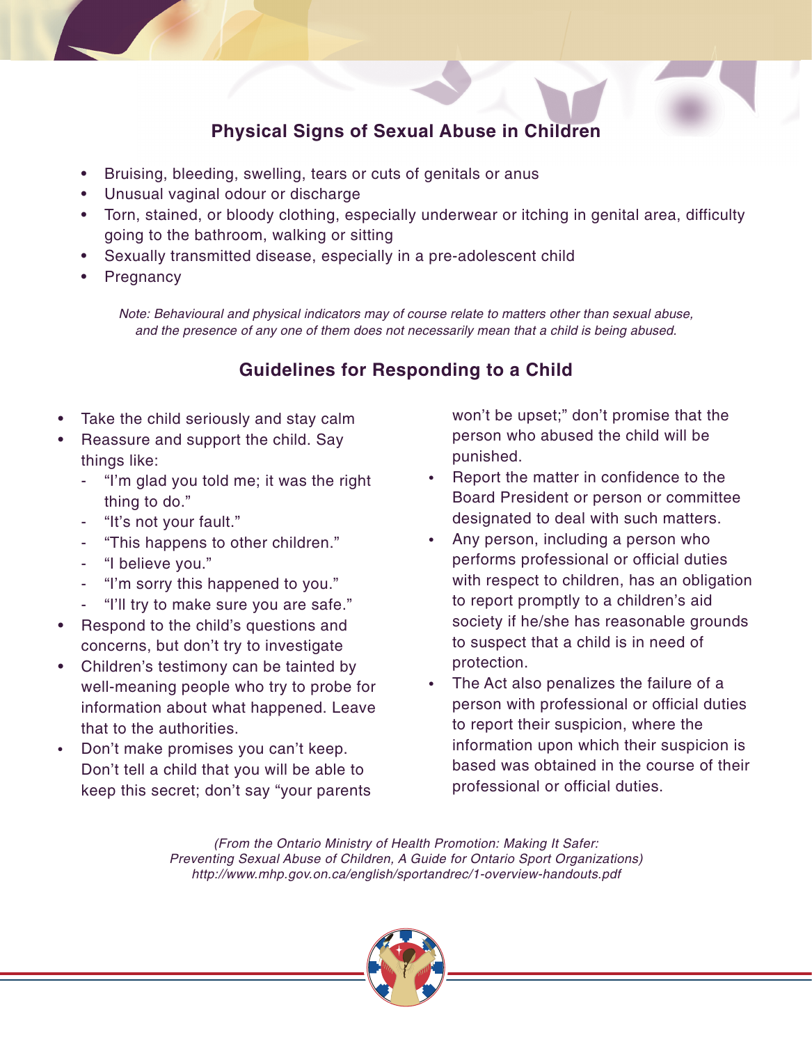## Physical Signs of Sexual Abuse in Children

- Bruising, bleeding, swelling, tears or cuts of genitals or anus
- Unusual vaginal odour or discharge
- Torn, stained, or bloody clothing, especially underwear or itching in genital area, difficulty going to the bathroom, walking or sitting
- Sexually transmitted disease, especially in a pre-adolescent child
- Pregnancy

*Note: Behavioural and physical indicators may of course relate to matters other than sexual abuse, and the presence of any one of them does not necessarily mean that a child is being abused.*

## Guidelines for Responding to a Child

- Take the child seriously and stay calm
- Reassure and support the child. Say things like:
  - "I'm glad you told me; it was the right thing to do."
  - "It's not your fault."
  - "This happens to other children."
  - "I believe you."
  - "I'm sorry this happened to you."
  - "I'll try to make sure you are safe."
- Respond to the child's questions and concerns, but don't try to investigate
- Children's testimony can be tainted by well-meaning people who try to probe for information about what happened. Leave that to the authorities.
- Don't make promises you can't keep. Don't tell a child that you will be able to keep this secret; don't say "your parents won't be upset;" don't promise that the person who abused the child will be punished.
- Report the matter in confidence to the Board President or person or committee designated to deal with such matters.
- Any person, including a person who performs professional or official duties with respect to children, has an obligation to report promptly to a children's aid society if he/she has reasonable grounds to suspect that a child is in need of protection.
- The Act also penalizes the failure of a person with professional or official duties to report their suspicion, where the information upon which their suspicion is based was obtained in the course of their professional or official duties.

*(From the Ontario Ministry of Health Promotion: Making It Safer: Preventing Sexual Abuse of Children, A Guide for Ontario Sport Organizations)*
*http://www.mhp.gov.on.ca/english/sportandrec/1-overview-handouts.pdf*